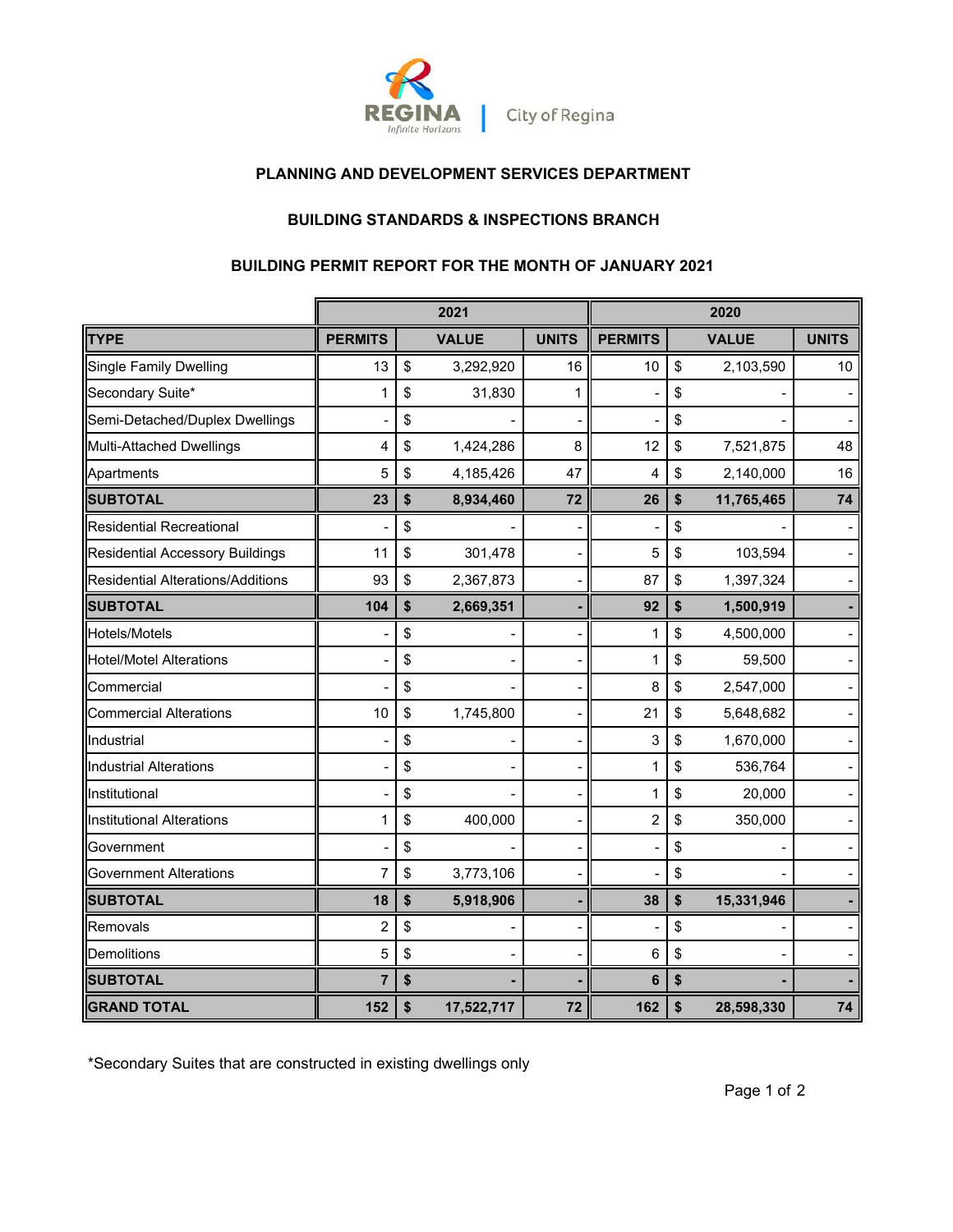REGINA
*Infinite Horizons*
City of Regina

**PLANNING AND DEVELOPMENT SERVICES DEPARTMENT**

**BUILDING STANDARDS & INSPECTIONS BRANCH**

**BUILDING PERMIT REPORT FOR THE MONTH OF JANUARY 2021**

| | 2021 | | | 2020 | | |
|---|---|---|---|---|---|---|
| **TYPE** | **PERMITS** | **VALUE** | **UNITS** | **PERMITS** | **VALUE** | **UNITS** |
| Single Family Dwelling | 13 | $ 3,292,920 | 16 | 10 | $ 2,103,590 | 10 |
| Secondary Suite* | 1 | $ 31,830 | 1 | - | $ - | - |
| Semi-Detached/Duplex Dwellings | - | $ - | - | - | $ - | - |
| Multi-Attached Dwellings | 4 | $ 1,424,286 | 8 | 12 | $ 7,521,875 | 48 |
| Apartments | 5 | $ 4,185,426 | 47 | 4 | $ 2,140,000 | 16 |
| **SUBTOTAL** | **23** | **$ 8,934,460** | **72** | **26** | **$ 11,765,465** | **74** |
| Residential Recreational | - | $ - | - | - | $ - | - |
| Residential Accessory Buildings | 11 | $ 301,478 | - | 5 | $ 103,594 | - |
| Residential Alterations/Additions | 93 | $ 2,367,873 | - | 87 | $ 1,397,324 | - |
| **SUBTOTAL** | **104** | **$ 2,669,351** | **-** | **92** | **$ 1,500,919** | **-** |
| Hotels/Motels | - | $ - | - | 1 | $ 4,500,000 | - |
| Hotel/Motel Alterations | - | $ - | - | 1 | $ 59,500 | - |
| Commercial | - | $ - | - | 8 | $ 2,547,000 | - |
| Commercial Alterations | 10 | $ 1,745,800 | - | 21 | $ 5,648,682 | - |
| Industrial | - | $ - | - | 3 | $ 1,670,000 | - |
| Industrial Alterations | - | $ - | - | 1 | $ 536,764 | - |
| Institutional | - | $ - | - | 1 | $ 20,000 | - |
| Institutional Alterations | 1 | $ 400,000 | - | 2 | $ 350,000 | - |
| Government | - | $ - | - | - | $ - | - |
| Government Alterations | 7 | $ 3,773,106 | - | - | $ - | - |
| **SUBTOTAL** | **18** | **$ 5,918,906** | **-** | **38** | **$ 15,331,946** | **-** |
| Removals | 2 | $ - | - | - | $ - | - |
| Demolitions | 5 | $ - | - | 6 | $ - | - |
| **SUBTOTAL** | **7** | **$ -** | **-** | **6** | **$ -** | **-** |
| **GRAND TOTAL** | **152** | **$ 17,522,717** | **72** | **162** | **$ 28,598,330** | **74** |

*Secondary Suites that are constructed in existing dwellings only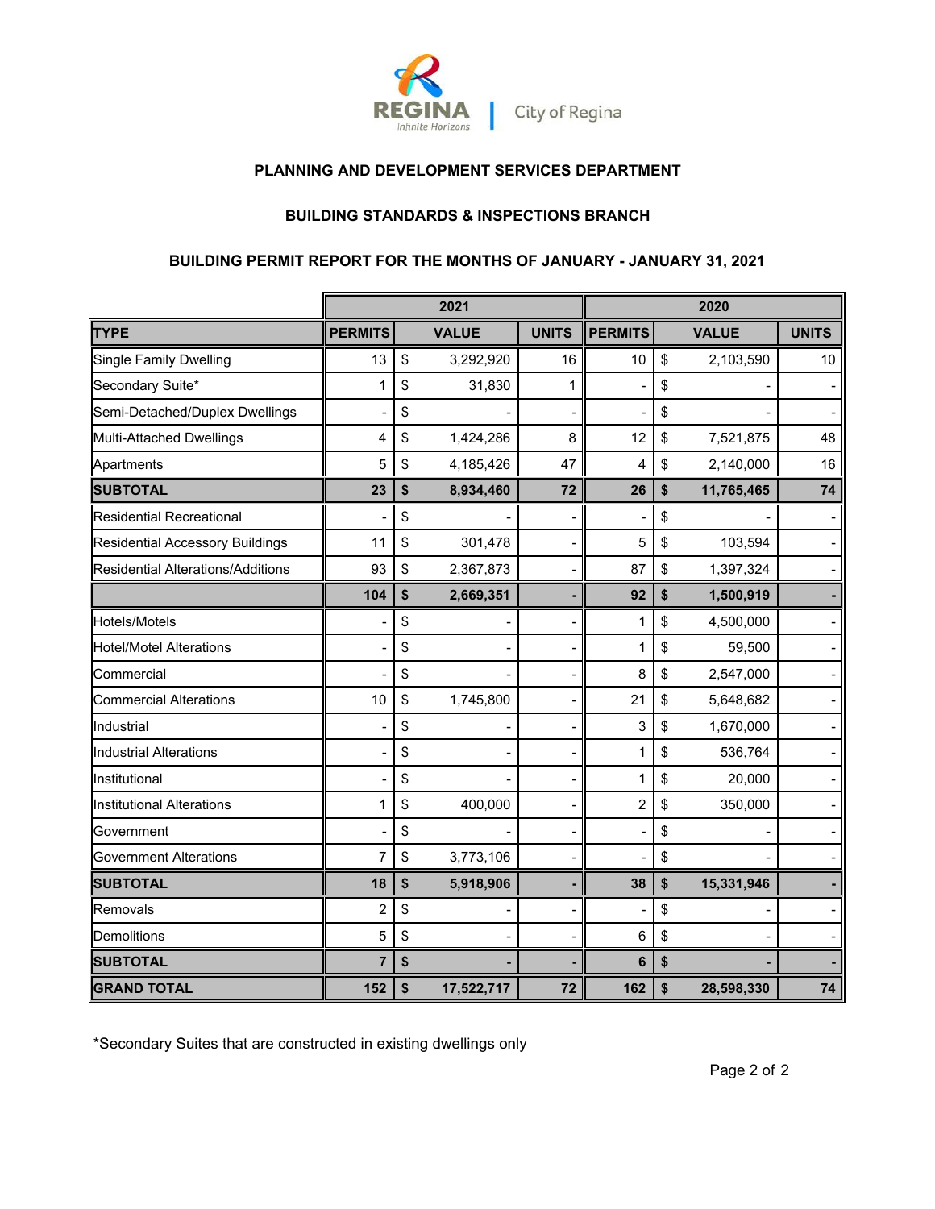**PLANNING AND DEVELOPMENT SERVICES DEPARTMENT**

**BUILDING STANDARDS & INSPECTIONS BRANCH**

**BUILDING PERMIT REPORT FOR THE MONTHS OF JANUARY - JANUARY 31, 2021**

| | 2021 | | | 2020 | | |
|---|---|---|---|---|---|---|
| **TYPE** | **PERMITS** | **VALUE** | **UNITS** | **PERMITS** | **VALUE** | **UNITS** |
| Single Family Dwelling | 13 | $ 3,292,920 | 16 | 10 | $ 2,103,590 | 10 |
| Secondary Suite* | 1 | $ 31,830 | 1 | - | $ - | - |
| Semi-Detached/Duplex Dwellings | - | $ - | - | - | $ - | - |
| Multi-Attached Dwellings | 4 | $ 1,424,286 | 8 | 12 | $ 7,521,875 | 48 |
| Apartments | 5 | $ 4,185,426 | 47 | 4 | $ 2,140,000 | 16 |
| **SUBTOTAL** | **23** | **$ 8,934,460** | **72** | **26** | **$ 11,765,465** | **74** |
| Residential Recreational | - | $ - | - | - | $ - | - |
| Residential Accessory Buildings | 11 | $ 301,478 | - | 5 | $ 103,594 | - |
| Residential Alterations/Additions | 93 | $ 2,367,873 | - | 87 | $ 1,397,324 | - |
| | **104** | **$ 2,669,351** | **-** | **92** | **$ 1,500,919** | **-** |
| Hotels/Motels | - | $ - | - | 1 | $ 4,500,000 | - |
| Hotel/Motel Alterations | - | $ - | - | 1 | $ 59,500 | - |
| Commercial | - | $ - | - | 8 | $ 2,547,000 | - |
| Commercial Alterations | 10 | $ 1,745,800 | - | 21 | $ 5,648,682 | - |
| Industrial | - | $ - | - | 3 | $ 1,670,000 | - |
| Industrial Alterations | - | $ - | - | 1 | $ 536,764 | - |
| Institutional | - | $ - | - | 1 | $ 20,000 | - |
| Institutional Alterations | 1 | $ 400,000 | - | 2 | $ 350,000 | - |
| Government | - | $ - | - | - | $ - | - |
| Government Alterations | 7 | $ 3,773,106 | - | - | $ - | - |
| **SUBTOTAL** | **18** | **$ 5,918,906** | **-** | **38** | **$ 15,331,946** | **-** |
| Removals | 2 | $ - | - | - | $ - | - |
| Demolitions | 5 | $ - | - | 6 | $ - | - |
| **SUBTOTAL** | **7** | **$ -** | **-** | **6** | **$ -** | **-** |
| **GRAND TOTAL** | **152** | **$ 17,522,717** | **72** | **162** | **$ 28,598,330** | **74** |

*Secondary Suites that are constructed in existing dwellings only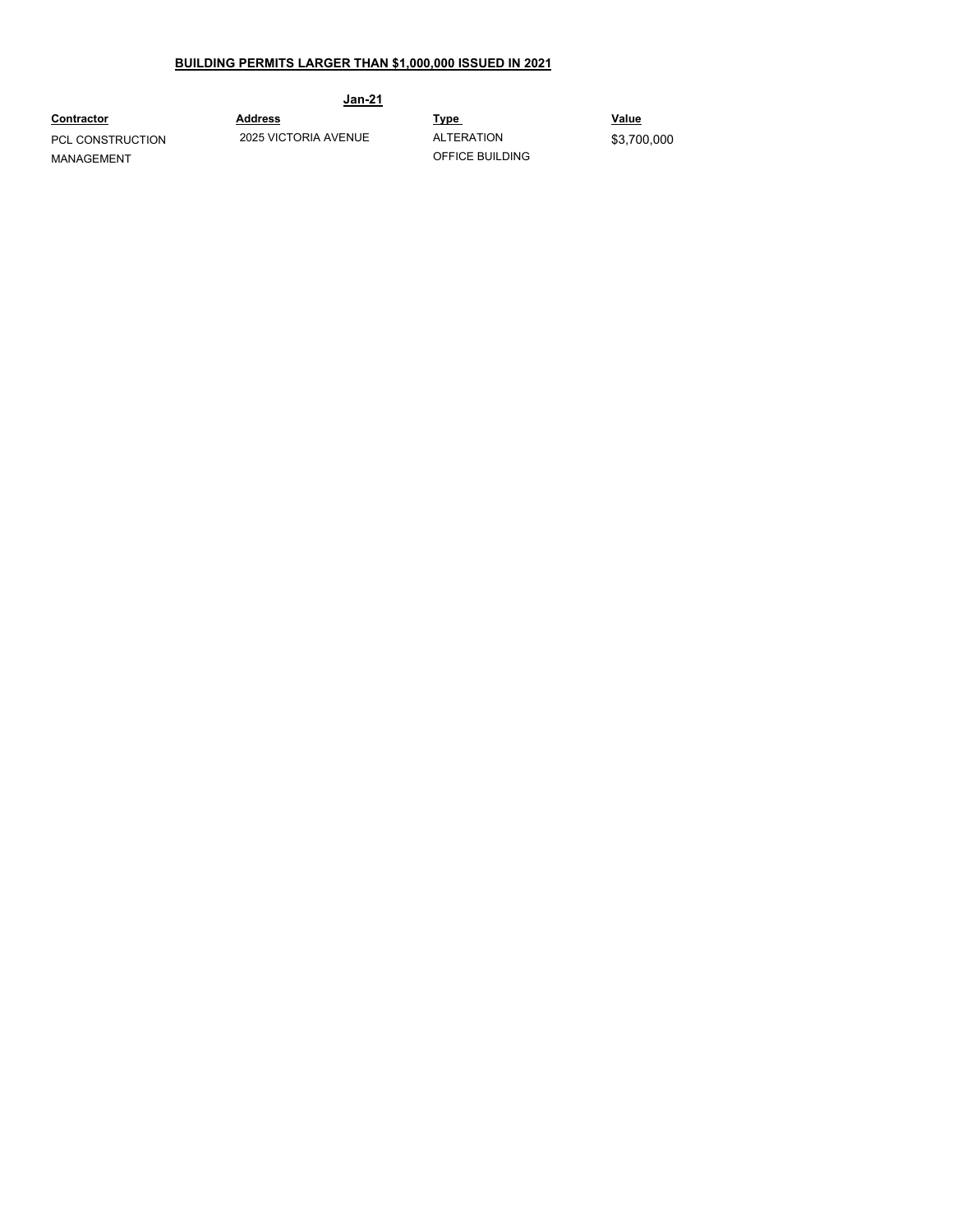**BUILDING PERMITS LARGER THAN $1,000,000 ISSUED IN 2021**

**Jan-21**

| Contractor | Address | Type | Value |
|---|---|---|---|
| PCL CONSTRUCTION MANAGEMENT | 2025 VICTORIA AVENUE | ALTERATION OFFICE BUILDING | $3,700,000 |